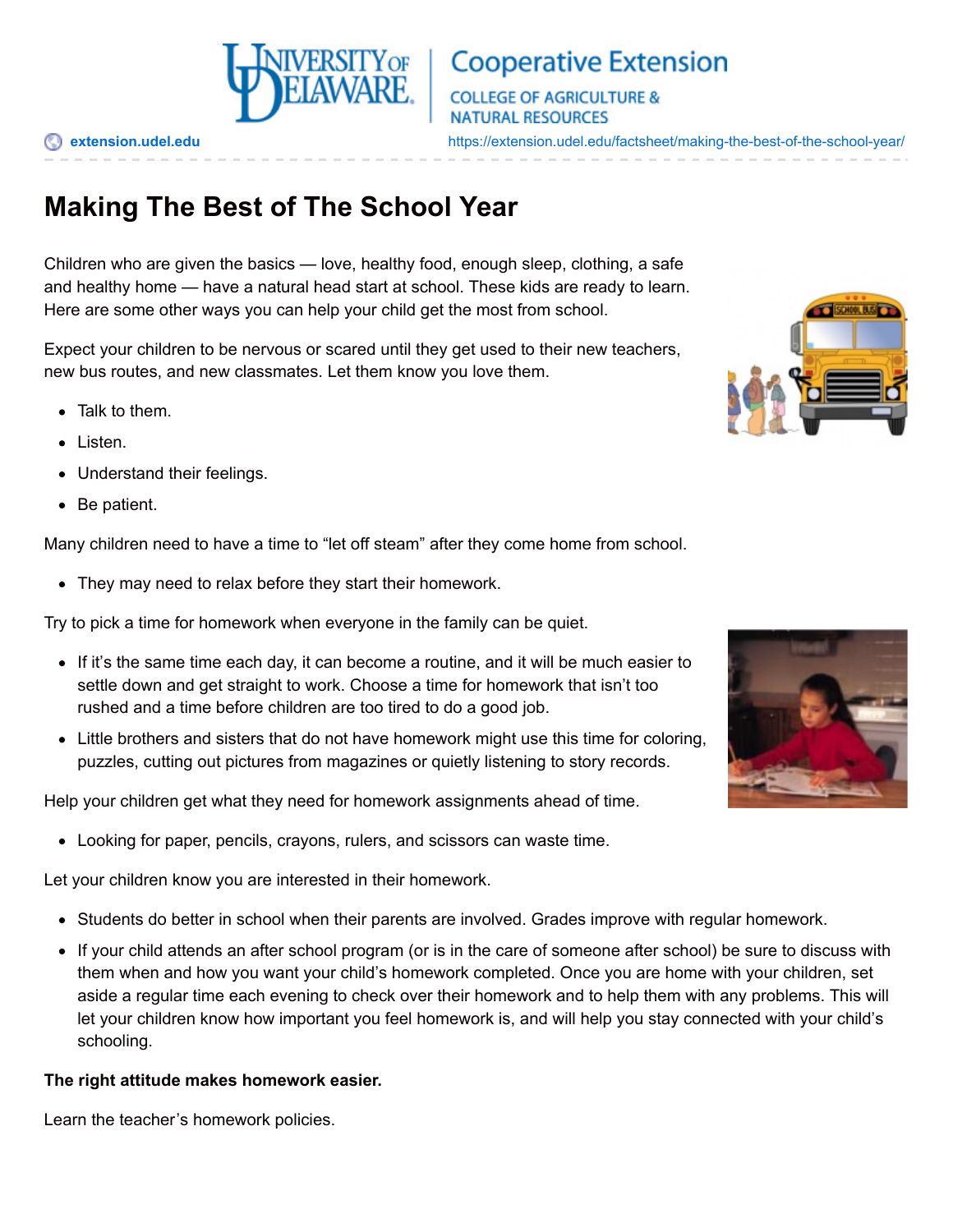# Making The Best of The School Year

Children who are given the basics — love, healthy food, enough sleep, clothing, a safe and healthy home — have a natural head start at school. These kids are ready to learn. Here are some other ways you can help your child get the most from school.

Expect your children to be nervous or scared until they get used to their new teachers, new bus routes, and new classmates. Let them know you love them.

- Talk to them.
- Listen.
- Understand their feelings.
- Be patient.

Many children need to have a time to "let off steam" after they come home from school.

- They may need to relax before they start their homework.

Try to pick a time for homework when everyone in the family can be quiet.

- If it's the same time each day, it can become a routine, and it will be much easier to settle down and get straight to work. Choose a time for homework that isn't too rushed and a time before children are too tired to do a good job.
- Little brothers and sisters that do not have homework might use this time for coloring, puzzles, cutting out pictures from magazines or quietly listening to story records.

Help your children get what they need for homework assignments ahead of time.

- Looking for paper, pencils, crayons, rulers, and scissors can waste time.

Let your children know you are interested in their homework.

- Students do better in school when their parents are involved. Grades improve with regular homework.
- If your child attends an after school program (or is in the care of someone after school) be sure to discuss with them when and how you want your child's homework completed. Once you are home with your children, set aside a regular time each evening to check over their homework and to help them with any problems. This will let your children know how important you feel homework is, and will help you stay connected with your child's schooling.

**The right attitude makes homework easier.**

Learn the teacher's homework policies.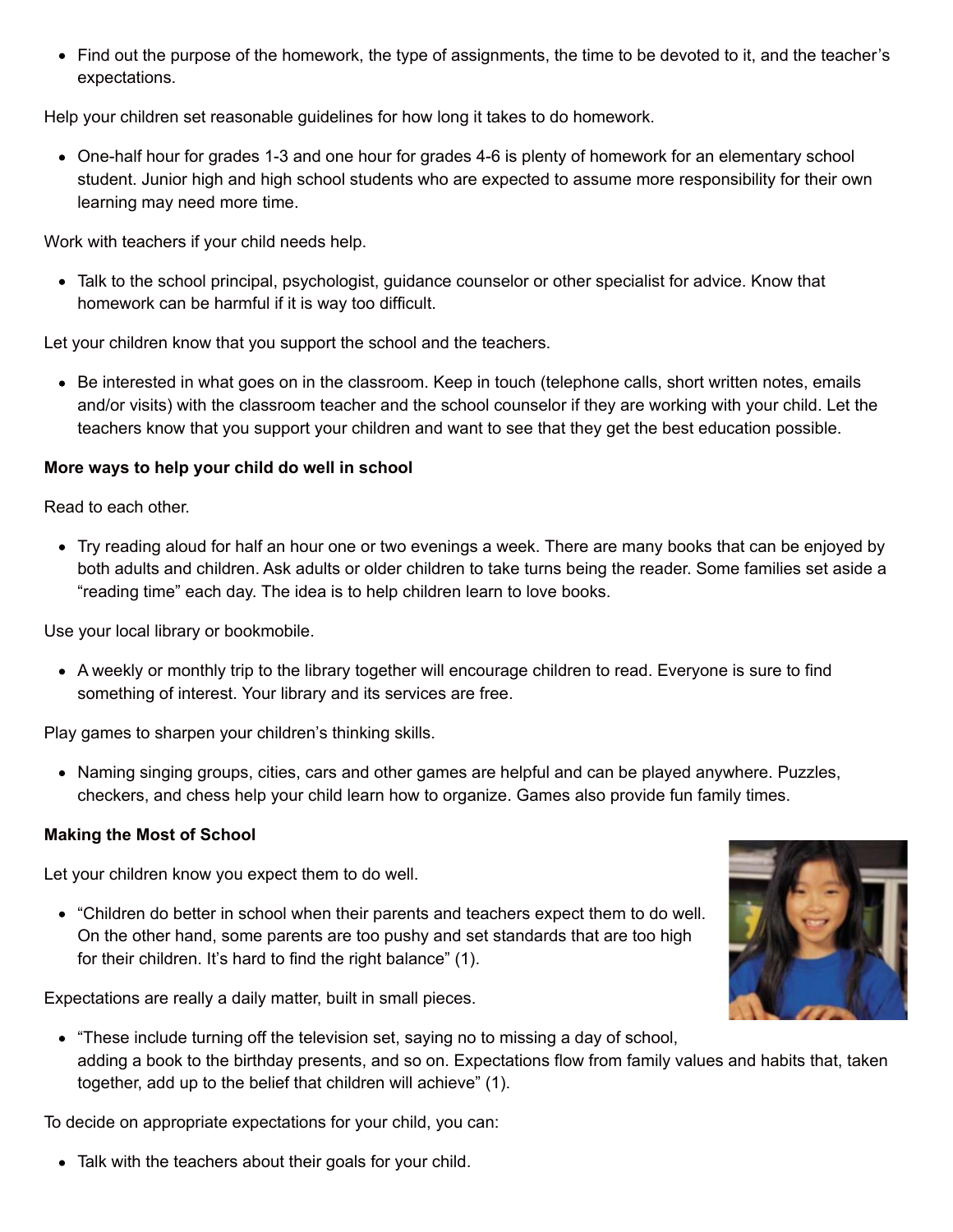- Find out the purpose of the homework, the type of assignments, the time to be devoted to it, and the teacher's expectations.

Help your children set reasonable guidelines for how long it takes to do homework.

- One-half hour for grades 1-3 and one hour for grades 4-6 is plenty of homework for an elementary school student. Junior high and high school students who are expected to assume more responsibility for their own learning may need more time.

Work with teachers if your child needs help.

- Talk to the school principal, psychologist, guidance counselor or other specialist for advice. Know that homework can be harmful if it is way too difficult.

Let your children know that you support the school and the teachers.

- Be interested in what goes on in the classroom. Keep in touch (telephone calls, short written notes, emails and/or visits) with the classroom teacher and the school counselor if they are working with your child. Let the teachers know that you support your children and want to see that they get the best education possible.

**More ways to help your child do well in school**

Read to each other.

- Try reading aloud for half an hour one or two evenings a week. There are many books that can be enjoyed by both adults and children. Ask adults or older children to take turns being the reader. Some families set aside a "reading time" each day. The idea is to help children learn to love books.

Use your local library or bookmobile.

- A weekly or monthly trip to the library together will encourage children to read. Everyone is sure to find something of interest. Your library and its services are free.

Play games to sharpen your children's thinking skills.

- Naming singing groups, cities, cars and other games are helpful and can be played anywhere. Puzzles, checkers, and chess help your child learn how to organize. Games also provide fun family times.

**Making the Most of School**

Let your children know you expect them to do well.

- "Children do better in school when their parents and teachers expect them to do well. On the other hand, some parents are too pushy and set standards that are too high for their children. It's hard to find the right balance" (1).

Expectations are really a daily matter, built in small pieces.

- "These include turning off the television set, saying no to missing a day of school, adding a book to the birthday presents, and so on. Expectations flow from family values and habits that, taken together, add up to the belief that children will achieve" (1).

To decide on appropriate expectations for your child, you can:

- Talk with the teachers about their goals for your child.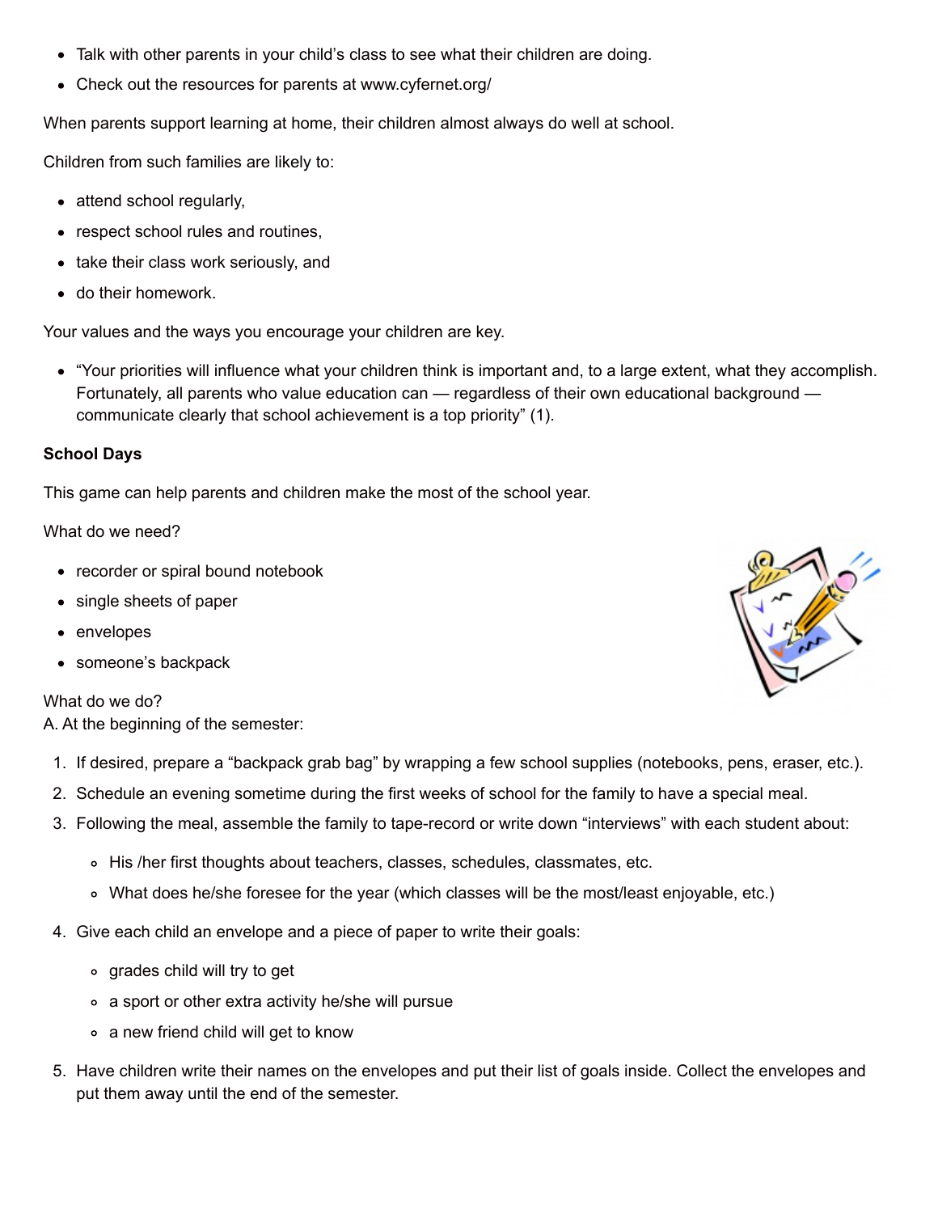- Talk with other parents in your child's class to see what their children are doing.
- Check out the resources for parents at www.cyfernet.org/

When parents support learning at home, their children almost always do well at school.

Children from such families are likely to:

- attend school regularly,
- respect school rules and routines,
- take their class work seriously, and
- do their homework.

Your values and the ways you encourage your children are key.

- "Your priorities will influence what your children think is important and, to a large extent, what they accomplish. Fortunately, all parents who value education can — regardless of their own educational background — communicate clearly that school achievement is a top priority" (1).

**School Days**

This game can help parents and children make the most of the school year.

What do we need?

- recorder or spiral bound notebook
- single sheets of paper
- envelopes
- someone's backpack

What do we do?
A. At the beginning of the semester:

1. If desired, prepare a "backpack grab bag" by wrapping a few school supplies (notebooks, pens, eraser, etc.).
2. Schedule an evening sometime during the first weeks of school for the family to have a special meal.
3. Following the meal, assemble the family to tape-record or write down "interviews" with each student about:
    - His /her first thoughts about teachers, classes, schedules, classmates, etc.
    - What does he/she foresee for the year (which classes will be the most/least enjoyable, etc.)
4. Give each child an envelope and a piece of paper to write their goals:
    - grades child will try to get
    - a sport or other extra activity he/she will pursue
    - a new friend child will get to know
5. Have children write their names on the envelopes and put their list of goals inside. Collect the envelopes and put them away until the end of the semester.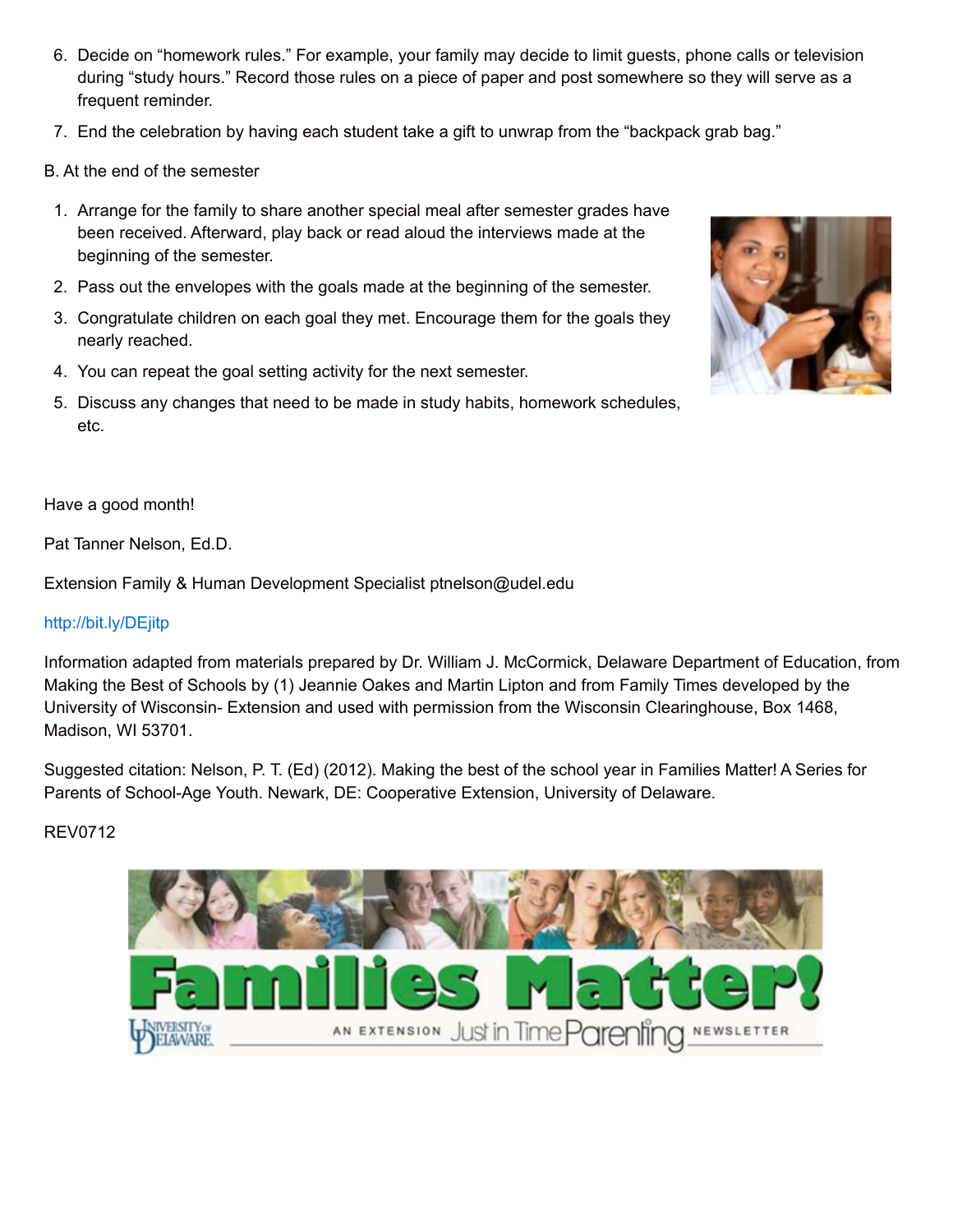6. Decide on “homework rules.” For example, your family may decide to limit guests, phone calls or television during “study hours.” Record those rules on a piece of paper and post somewhere so they will serve as a frequent reminder.
7. End the celebration by having each student take a gift to unwrap from the “backpack grab bag.”

B. At the end of the semester

1. Arrange for the family to share another special meal after semester grades have been received. Afterward, play back or read aloud the interviews made at the beginning of the semester.
2. Pass out the envelopes with the goals made at the beginning of the semester.
3. Congratulate children on each goal they met. Encourage them for the goals they nearly reached.
4. You can repeat the goal setting activity for the next semester.
5. Discuss any changes that need to be made in study habits, homework schedules, etc.

Have a good month!

Pat Tanner Nelson, Ed.D.

Extension Family & Human Development Specialist ptnelson@udel.edu

http://bit.ly/DEjitp

Information adapted from materials prepared by Dr. William J. McCormick, Delaware Department of Education, from Making the Best of Schools by (1) Jeannie Oakes and Martin Lipton and from Family Times developed by the University of Wisconsin- Extension and used with permission from the Wisconsin Clearinghouse, Box 1468, Madison, WI 53701.

Suggested citation: Nelson, P. T. (Ed) (2012). Making the best of the school year in Families Matter! A Series for Parents of School-Age Youth. Newark, DE: Cooperative Extension, University of Delaware.

REV0712

Families Matter!

University of Delaware — An Extension Just in Time Parenting Newsletter